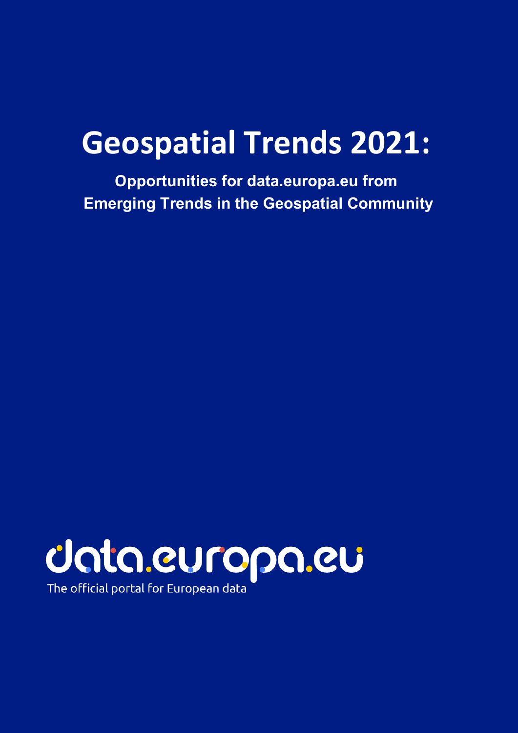# Geospatial Trends 2021:

**Opportunities for data.europa.eu from Emerging Trends in the Geospatial Community**

data.europa.eu

The official portal for European data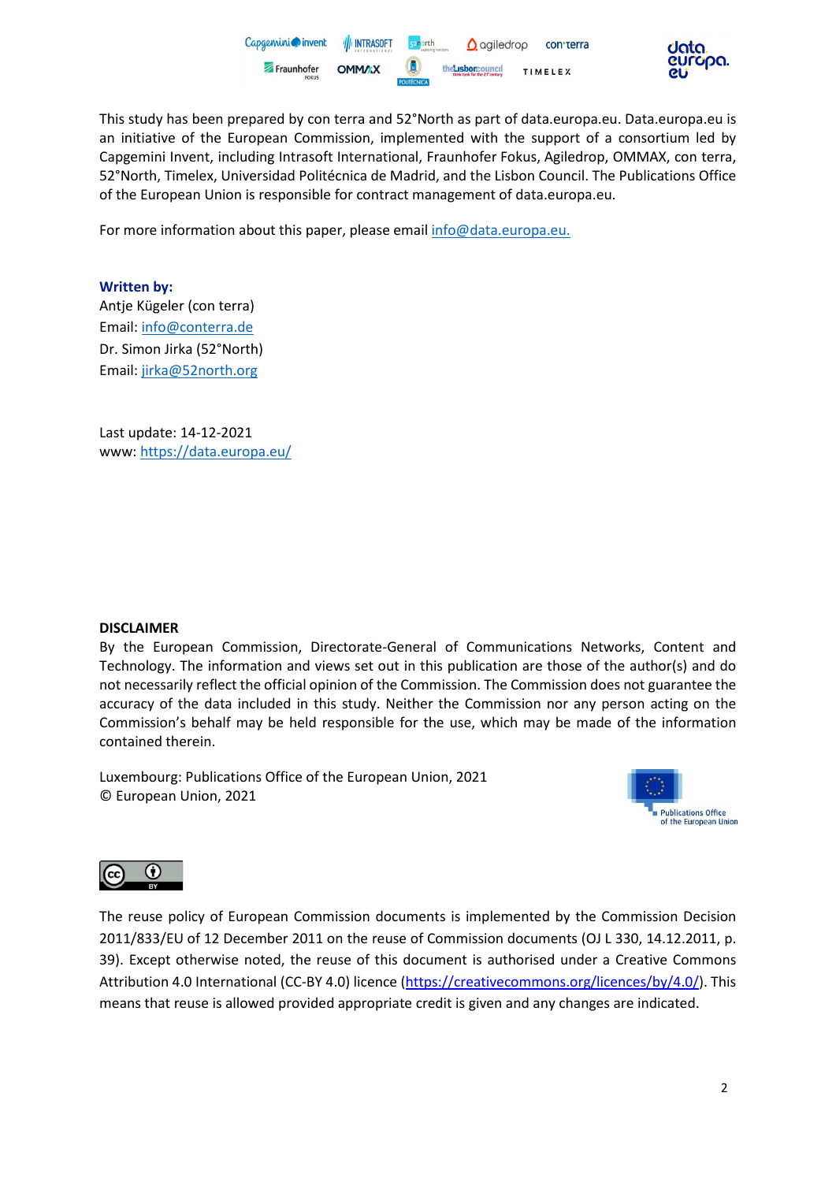This study has been prepared by con terra and 52°North as part of data.europa.eu. Data.europa.eu is an initiative of the European Commission, implemented with the support of a consortium led by Capgemini Invent, including Intrasoft International, Fraunhofer Fokus, Agiledrop, OMMAX, con terra, 52°North, Timelex, Universidad Politécnica de Madrid, and the Lisbon Council. The Publications Office of the European Union is responsible for contract management of data.europa.eu.

For more information about this paper, please email info@data.europa.eu.

**Written by:**
Antje Kügeler (con terra)
Email: info@conterra.de
Dr. Simon Jirka (52°North)
Email: jirka@52north.org

Last update: 14-12-2021
www: https://data.europa.eu/

**DISCLAIMER**
By the European Commission, Directorate-General of Communications Networks, Content and Technology. The information and views set out in this publication are those of the author(s) and do not necessarily reflect the official opinion of the Commission. The Commission does not guarantee the accuracy of the data included in this study. Neither the Commission nor any person acting on the Commission's behalf may be held responsible for the use, which may be made of the information contained therein.

Luxembourg: Publications Office of the European Union, 2021
© European Union, 2021

The reuse policy of European Commission documents is implemented by the Commission Decision 2011/833/EU of 12 December 2011 on the reuse of Commission documents (OJ L 330, 14.12.2011, p. 39). Except otherwise noted, the reuse of this document is authorised under a Creative Commons Attribution 4.0 International (CC-BY 4.0) licence (https://creativecommons.org/licences/by/4.0/). This means that reuse is allowed provided appropriate credit is given and any changes are indicated.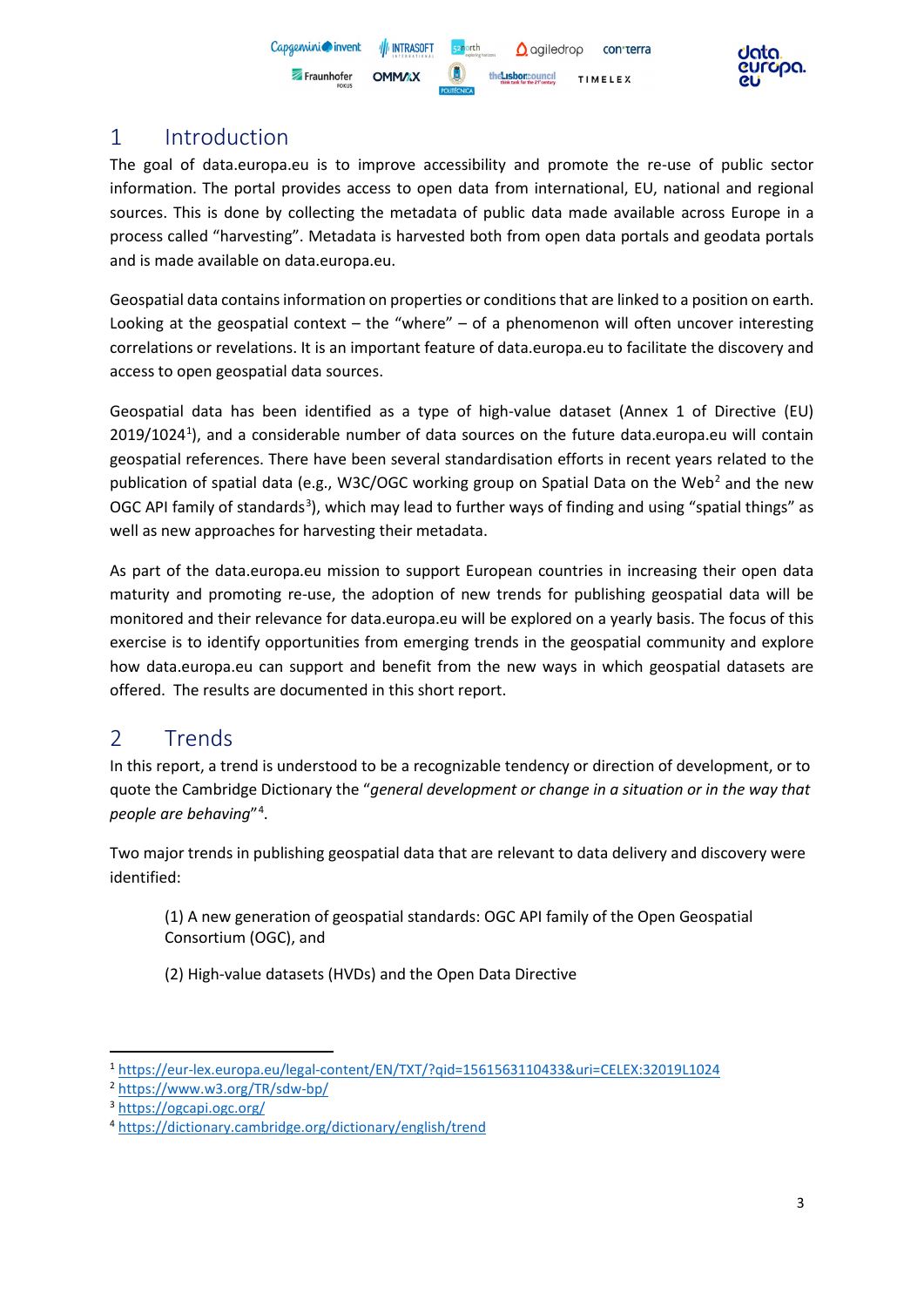# 1 Introduction

The goal of data.europa.eu is to improve accessibility and promote the re-use of public sector information. The portal provides access to open data from international, EU, national and regional sources. This is done by collecting the metadata of public data made available across Europe in a process called "harvesting". Metadata is harvested both from open data portals and geodata portals and is made available on data.europa.eu.

Geospatial data contains information on properties or conditions that are linked to a position on earth. Looking at the geospatial context – the "where" – of a phenomenon will often uncover interesting correlations or revelations. It is an important feature of data.europa.eu to facilitate the discovery and access to open geospatial data sources.

Geospatial data has been identified as a type of high-value dataset (Annex 1 of Directive (EU) 2019/1024[1]), and a considerable number of data sources on the future data.europa.eu will contain geospatial references. There have been several standardisation efforts in recent years related to the publication of spatial data (e.g., W3C/OGC working group on Spatial Data on the Web[2] and the new OGC API family of standards[3]), which may lead to further ways of finding and using "spatial things" as well as new approaches for harvesting their metadata.

As part of the data.europa.eu mission to support European countries in increasing their open data maturity and promoting re-use, the adoption of new trends for publishing geospatial data will be monitored and their relevance for data.europa.eu will be explored on a yearly basis. The focus of this exercise is to identify opportunities from emerging trends in the geospatial community and explore how data.europa.eu can support and benefit from the new ways in which geospatial datasets are offered. The results are documented in this short report.

# 2 Trends

In this report, a trend is understood to be a recognizable tendency or direction of development, or to quote the Cambridge Dictionary the "*general development or change in a situation or in the way that people are behaving*"[4].

Two major trends in publishing geospatial data that are relevant to data delivery and discovery were identified:

(1) A new generation of geospatial standards: OGC API family of the Open Geospatial Consortium (OGC), and

(2) High-value datasets (HVDs) and the Open Data Directive

---

[1] https://eur-lex.europa.eu/legal-content/EN/TXT/?qid=1561563110433&uri=CELEX:32019L1024

[2] https://www.w3.org/TR/sdw-bp/

[3] https://ogcapi.ogc.org/

[4] https://dictionary.cambridge.org/dictionary/english/trend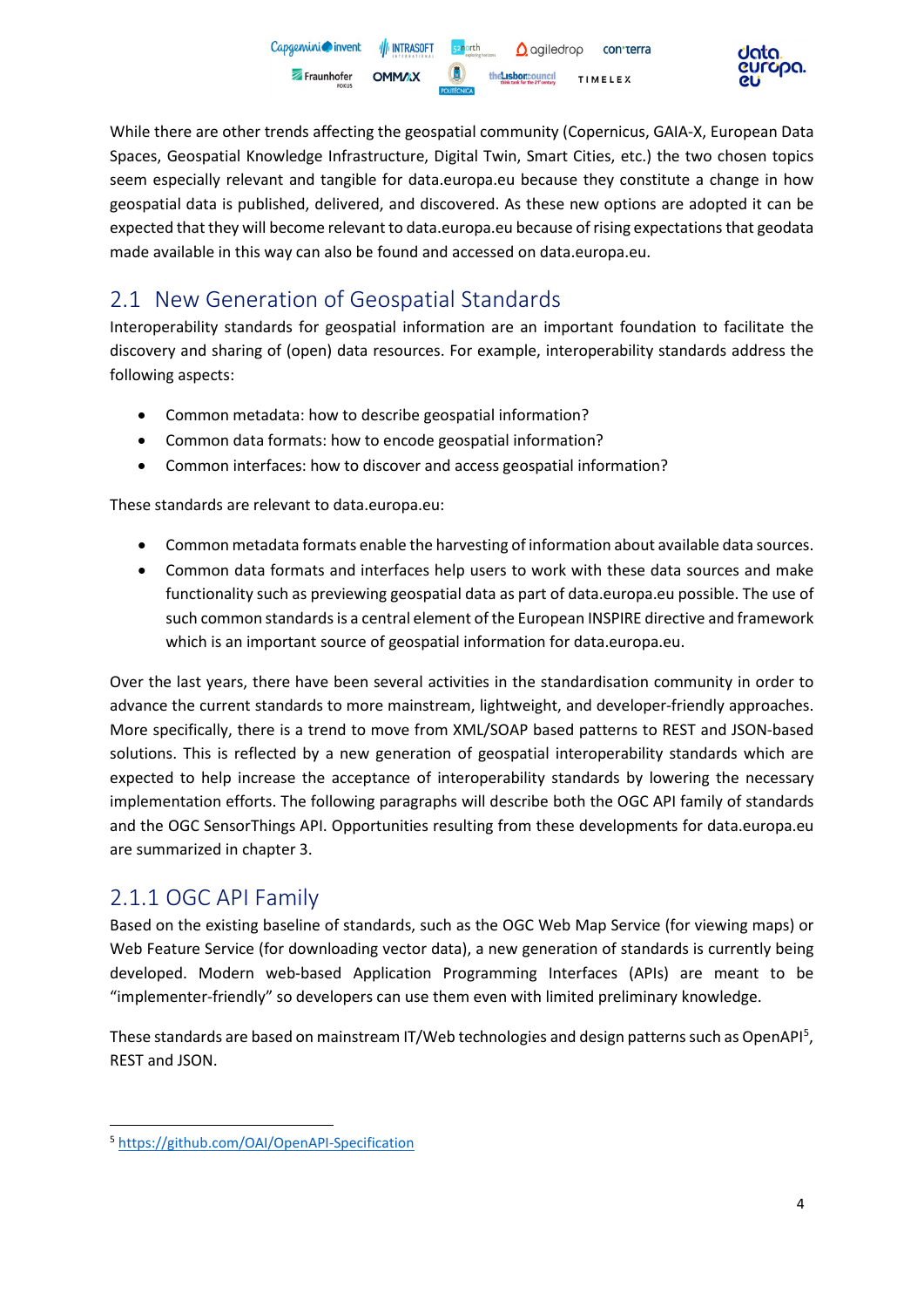While there are other trends affecting the geospatial community (Copernicus, GAIA-X, European Data Spaces, Geospatial Knowledge Infrastructure, Digital Twin, Smart Cities, etc.) the two chosen topics seem especially relevant and tangible for data.europa.eu because they constitute a change in how geospatial data is published, delivered, and discovered. As these new options are adopted it can be expected that they will become relevant to data.europa.eu because of rising expectations that geodata made available in this way can also be found and accessed on data.europa.eu.

## 2.1 New Generation of Geospatial Standards

Interoperability standards for geospatial information are an important foundation to facilitate the discovery and sharing of (open) data resources. For example, interoperability standards address the following aspects:

- Common metadata: how to describe geospatial information?
- Common data formats: how to encode geospatial information?
- Common interfaces: how to discover and access geospatial information?

These standards are relevant to data.europa.eu:

- Common metadata formats enable the harvesting of information about available data sources.
- Common data formats and interfaces help users to work with these data sources and make functionality such as previewing geospatial data as part of data.europa.eu possible. The use of such common standards is a central element of the European INSPIRE directive and framework which is an important source of geospatial information for data.europa.eu.

Over the last years, there have been several activities in the standardisation community in order to advance the current standards to more mainstream, lightweight, and developer-friendly approaches. More specifically, there is a trend to move from XML/SOAP based patterns to REST and JSON-based solutions. This is reflected by a new generation of geospatial interoperability standards which are expected to help increase the acceptance of interoperability standards by lowering the necessary implementation efforts. The following paragraphs will describe both the OGC API family of standards and the OGC SensorThings API. Opportunities resulting from these developments for data.europa.eu are summarized in chapter 3.

### 2.1.1 OGC API Family

Based on the existing baseline of standards, such as the OGC Web Map Service (for viewing maps) or Web Feature Service (for downloading vector data), a new generation of standards is currently being developed. Modern web-based Application Programming Interfaces (APIs) are meant to be "implementer-friendly" so developers can use them even with limited preliminary knowledge.

These standards are based on mainstream IT/Web technologies and design patterns such as OpenAPI[5], REST and JSON.

[5] https://github.com/OAI/OpenAPI-Specification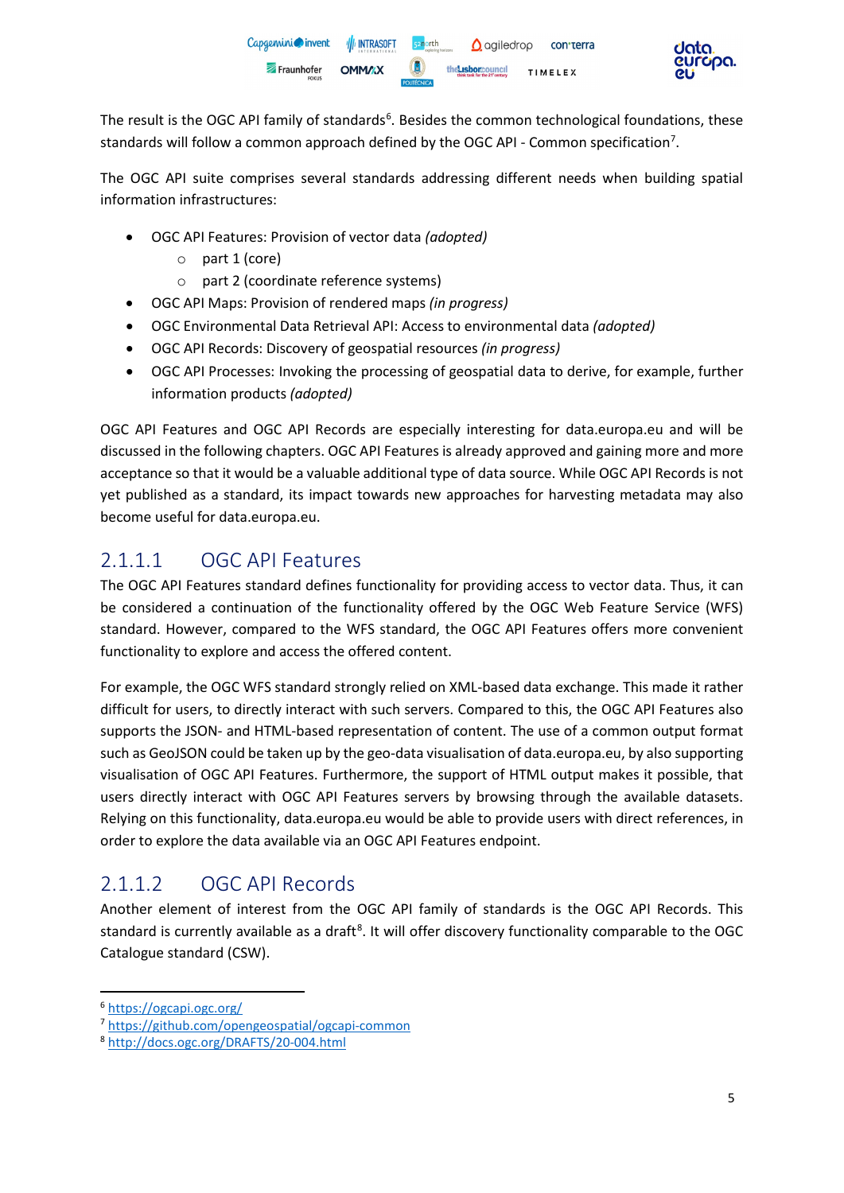The result is the OGC API family of standards[6]. Besides the common technological foundations, these standards will follow a common approach defined by the OGC API - Common specification[7].

The OGC API suite comprises several standards addressing different needs when building spatial information infrastructures:

- OGC API Features: Provision of vector data *(adopted)*
  - part 1 (core)
  - part 2 (coordinate reference systems)
- OGC API Maps: Provision of rendered maps *(in progress)*
- OGC Environmental Data Retrieval API: Access to environmental data *(adopted)*
- OGC API Records: Discovery of geospatial resources *(in progress)*
- OGC API Processes: Invoking the processing of geospatial data to derive, for example, further information products *(adopted)*

OGC API Features and OGC API Records are especially interesting for data.europa.eu and will be discussed in the following chapters. OGC API Features is already approved and gaining more and more acceptance so that it would be a valuable additional type of data source. While OGC API Records is not yet published as a standard, its impact towards new approaches for harvesting metadata may also become useful for data.europa.eu.

### 2.1.1.1 OGC API Features

The OGC API Features standard defines functionality for providing access to vector data. Thus, it can be considered a continuation of the functionality offered by the OGC Web Feature Service (WFS) standard. However, compared to the WFS standard, the OGC API Features offers more convenient functionality to explore and access the offered content.

For example, the OGC WFS standard strongly relied on XML-based data exchange. This made it rather difficult for users, to directly interact with such servers. Compared to this, the OGC API Features also supports the JSON- and HTML-based representation of content. The use of a common output format such as GeoJSON could be taken up by the geo-data visualisation of data.europa.eu, by also supporting visualisation of OGC API Features. Furthermore, the support of HTML output makes it possible, that users directly interact with OGC API Features servers by browsing through the available datasets. Relying on this functionality, data.europa.eu would be able to provide users with direct references, in order to explore the data available via an OGC API Features endpoint.

### 2.1.1.2 OGC API Records

Another element of interest from the OGC API family of standards is the OGC API Records. This standard is currently available as a draft[8]. It will offer discovery functionality comparable to the OGC Catalogue standard (CSW).

---

[6] https://ogcapi.ogc.org/

[7] https://github.com/opengeospatial/ogcapi-common

[8] http://docs.ogc.org/DRAFTS/20-004.html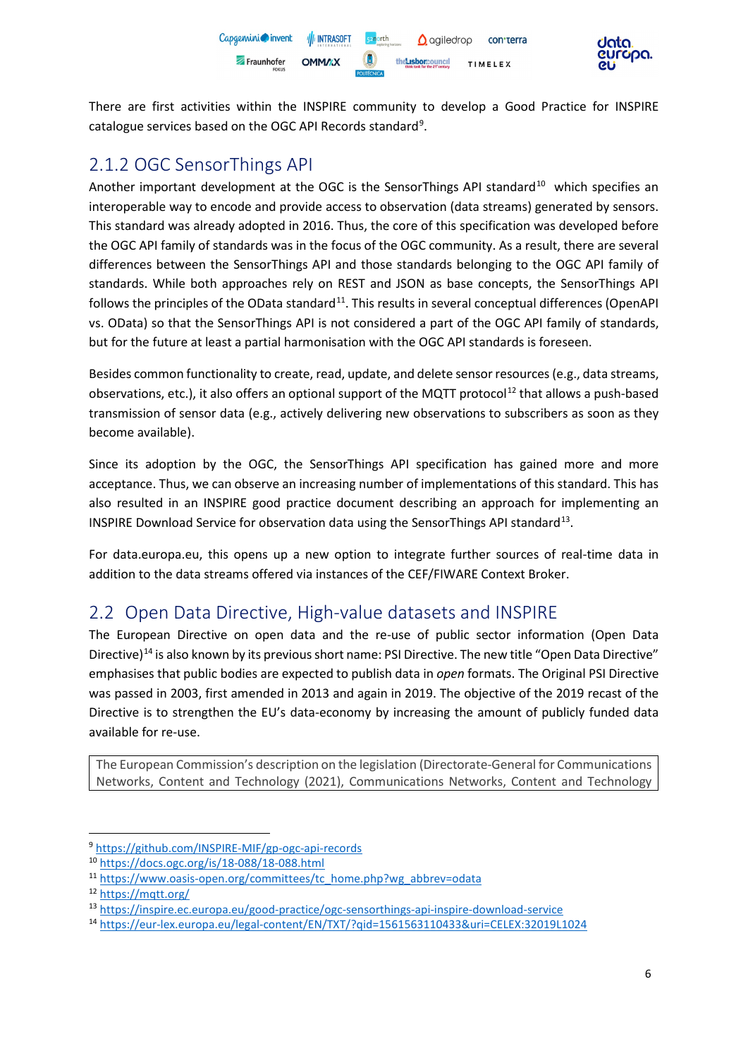There are first activities within the INSPIRE community to develop a Good Practice for INSPIRE catalogue services based on the OGC API Records standard[9].

### 2.1.2 OGC SensorThings API

Another important development at the OGC is the SensorThings API standard[10] which specifies an interoperable way to encode and provide access to observation (data streams) generated by sensors. This standard was already adopted in 2016. Thus, the core of this specification was developed before the OGC API family of standards was in the focus of the OGC community. As a result, there are several differences between the SensorThings API and those standards belonging to the OGC API family of standards. While both approaches rely on REST and JSON as base concepts, the SensorThings API follows the principles of the OData standard[11]. This results in several conceptual differences (OpenAPI vs. OData) so that the SensorThings API is not considered a part of the OGC API family of standards, but for the future at least a partial harmonisation with the OGC API standards is foreseen.

Besides common functionality to create, read, update, and delete sensor resources (e.g., data streams, observations, etc.), it also offers an optional support of the MQTT protocol[12] that allows a push-based transmission of sensor data (e.g., actively delivering new observations to subscribers as soon as they become available).

Since its adoption by the OGC, the SensorThings API specification has gained more and more acceptance. Thus, we can observe an increasing number of implementations of this standard. This has also resulted in an INSPIRE good practice document describing an approach for implementing an INSPIRE Download Service for observation data using the SensorThings API standard[13].

For data.europa.eu, this opens up a new option to integrate further sources of real-time data in addition to the data streams offered via instances of the CEF/FIWARE Context Broker.

## 2.2 Open Data Directive, High-value datasets and INSPIRE

The European Directive on open data and the re-use of public sector information (Open Data Directive)[14] is also known by its previous short name: PSI Directive. The new title "Open Data Directive" emphasises that public bodies are expected to publish data in *open* formats. The Original PSI Directive was passed in 2003, first amended in 2013 and again in 2019. The objective of the 2019 recast of the Directive is to strengthen the EU's data-economy by increasing the amount of publicly funded data available for re-use.

The European Commission's description on the legislation (Directorate-General for Communications Networks, Content and Technology (2021), Communications Networks, Content and Technology

---

[9] https://github.com/INSPIRE-MIF/gp-ogc-api-records

[10] https://docs.ogc.org/is/18-088/18-088.html

[11] https://www.oasis-open.org/committees/tc_home.php?wg_abbrev=odata

[12] https://mqtt.org/

[13] https://inspire.ec.europa.eu/good-practice/ogc-sensorthings-api-inspire-download-service

[14] https://eur-lex.europa.eu/legal-content/EN/TXT/?qid=1561563110433&uri=CELEX:32019L1024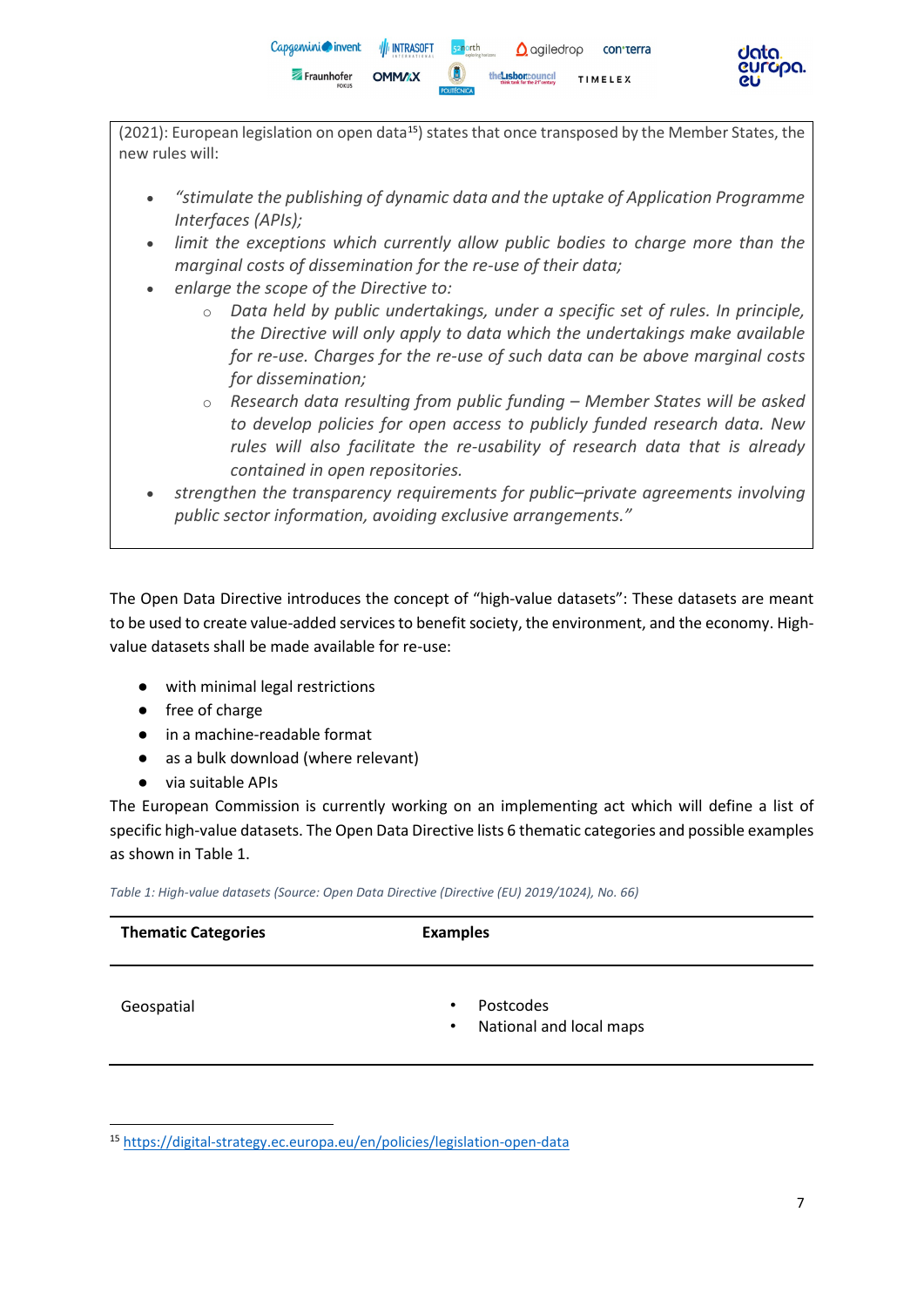(2021): European legislation on open data[15]) states that once transposed by the Member States, the new rules will:

- *"stimulate the publishing of dynamic data and the uptake of Application Programme Interfaces (APIs);*
- *limit the exceptions which currently allow public bodies to charge more than the marginal costs of dissemination for the re-use of their data;*
- *enlarge the scope of the Directive to:*
  - *Data held by public undertakings, under a specific set of rules. In principle, the Directive will only apply to data which the undertakings make available for re-use. Charges for the re-use of such data can be above marginal costs for dissemination;*
  - *Research data resulting from public funding – Member States will be asked to develop policies for open access to publicly funded research data. New rules will also facilitate the re-usability of research data that is already contained in open repositories.*
- *strengthen the transparency requirements for public–private agreements involving public sector information, avoiding exclusive arrangements."*

The Open Data Directive introduces the concept of "high-value datasets": These datasets are meant to be used to create value-added services to benefit society, the environment, and the economy. High-value datasets shall be made available for re-use:

- with minimal legal restrictions
- free of charge
- in a machine-readable format
- as a bulk download (where relevant)
- via suitable APIs

The European Commission is currently working on an implementing act which will define a list of specific high-value datasets. The Open Data Directive lists 6 thematic categories and possible examples as shown in Table 1.

*Table 1: High-value datasets (Source: Open Data Directive (Directive (EU) 2019/1024), No. 66)*

| Thematic Categories | Examples |
|---|---|
| Geospatial | • Postcodes<br>• National and local maps |

[15] https://digital-strategy.ec.europa.eu/en/policies/legislation-open-data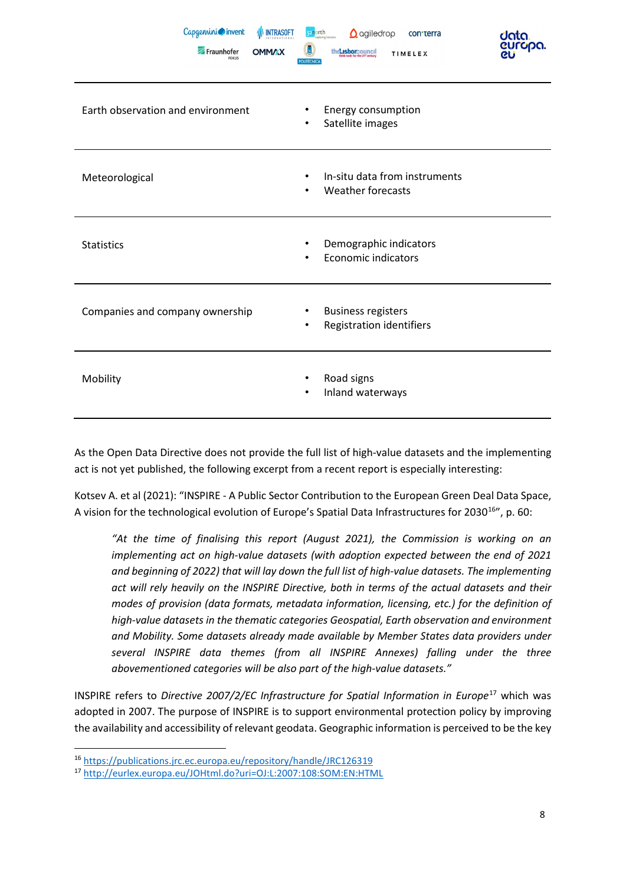| | |
|---|---|
| Earth observation and environment | • Energy consumption<br>• Satellite images |
| Meteorological | • In-situ data from instruments<br>• Weather forecasts |
| Statistics | • Demographic indicators<br>• Economic indicators |
| Companies and company ownership | • Business registers<br>• Registration identifiers |
| Mobility | • Road signs<br>• Inland waterways |

As the Open Data Directive does not provide the full list of high-value datasets and the implementing act is not yet published, the following excerpt from a recent report is especially interesting:

Kotsev A. et al (2021): "INSPIRE - A Public Sector Contribution to the European Green Deal Data Space, A vision for the technological evolution of Europe's Spatial Data Infrastructures for 2030[16]", p. 60:

> *"At the time of finalising this report (August 2021), the Commission is working on an implementing act on high-value datasets (with adoption expected between the end of 2021 and beginning of 2022) that will lay down the full list of high-value datasets. The implementing act will rely heavily on the INSPIRE Directive, both in terms of the actual datasets and their modes of provision (data formats, metadata information, licensing, etc.) for the definition of high-value datasets in the thematic categories Geospatial, Earth observation and environment and Mobility. Some datasets already made available by Member States data providers under several INSPIRE data themes (from all INSPIRE Annexes) falling under the three abovementioned categories will be also part of the high-value datasets."*

INSPIRE refers to *Directive 2007/2/EC Infrastructure for Spatial Information in Europe*[17] which was adopted in 2007. The purpose of INSPIRE is to support environmental protection policy by improving the availability and accessibility of relevant geodata. Geographic information is perceived to be the key

[16] https://publications.jrc.ec.europa.eu/repository/handle/JRC126319

[17] http://eurlex.europa.eu/JOHtml.do?uri=OJ:L:2007:108:SOM:EN:HTML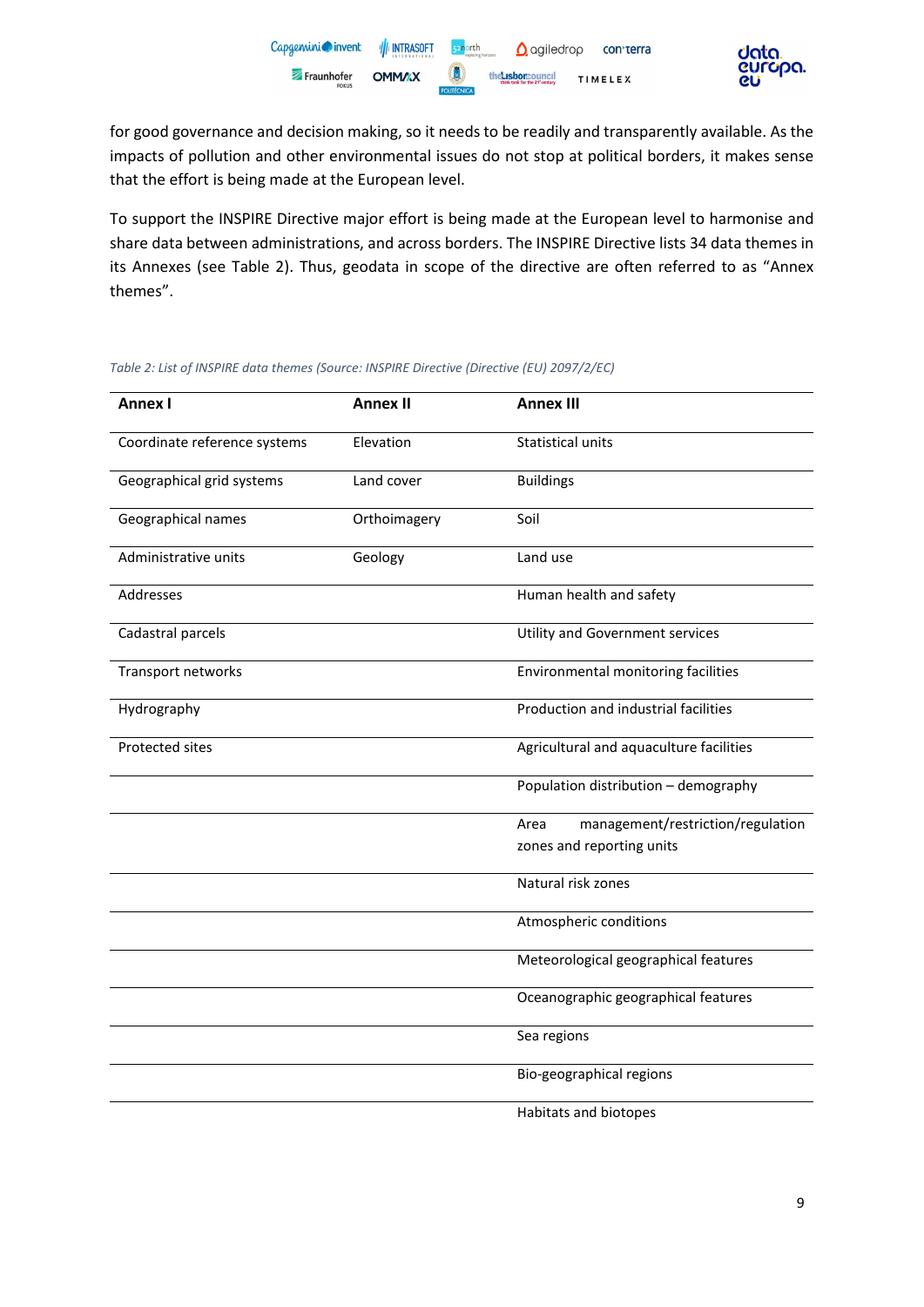for good governance and decision making, so it needs to be readily and transparently available. As the impacts of pollution and other environmental issues do not stop at political borders, it makes sense that the effort is being made at the European level.

To support the INSPIRE Directive major effort is being made at the European level to harmonise and share data between administrations, and across borders. The INSPIRE Directive lists 34 data themes in its Annexes (see Table 2). Thus, geodata in scope of the directive are often referred to as "Annex themes".

*Table 2: List of INSPIRE data themes (Source: INSPIRE Directive (Directive (EU) 2097/2/EC)*

| Annex I | Annex II | Annex III |
|---|---|---|
| Coordinate reference systems | Elevation | Statistical units |
| Geographical grid systems | Land cover | Buildings |
| Geographical names | Orthoimagery | Soil |
| Administrative units | Geology | Land use |
| Addresses | | Human health and safety |
| Cadastral parcels | | Utility and Government services |
| Transport networks | | Environmental monitoring facilities |
| Hydrography | | Production and industrial facilities |
| Protected sites | | Agricultural and aquaculture facilities |
| | | Population distribution – demography |
| | | Area management/restriction/regulation zones and reporting units |
| | | Natural risk zones |
| | | Atmospheric conditions |
| | | Meteorological geographical features |
| | | Oceanographic geographical features |
| | | Sea regions |
| | | Bio-geographical regions |
| | | Habitats and biotopes |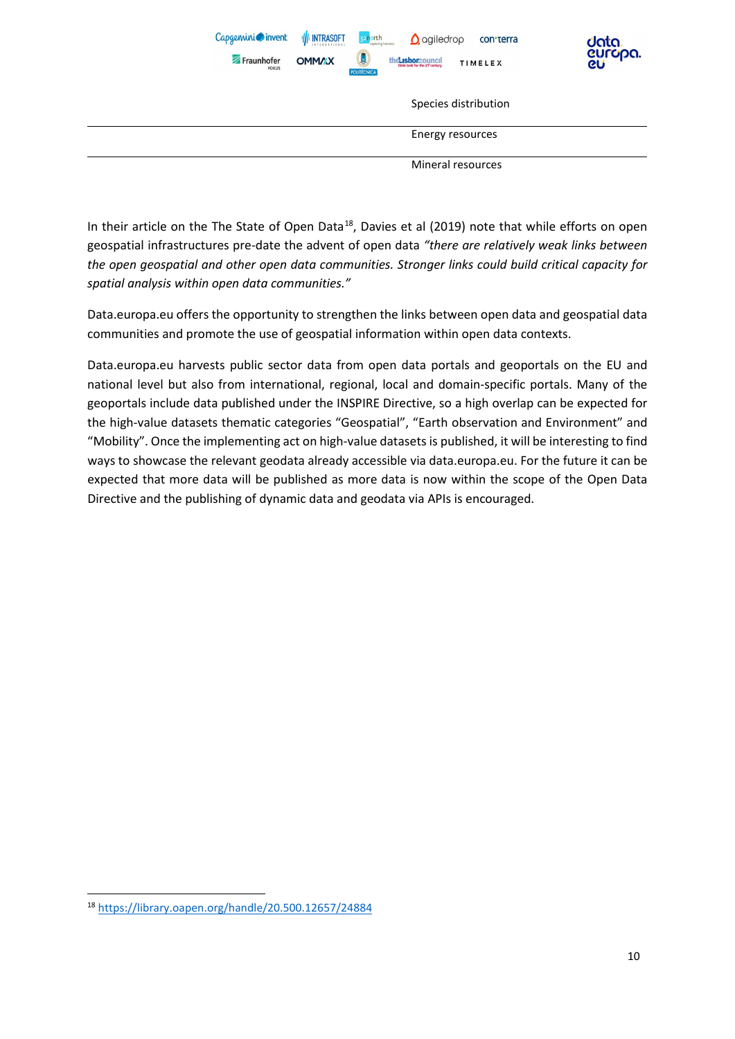| | |
|---|---|
| | Species distribution |
| | Energy resources |
| | Mineral resources |

In their article on the The State of Open Data[18], Davies et al (2019) note that while efforts on open geospatial infrastructures pre-date the advent of open data *"there are relatively weak links between the open geospatial and other open data communities. Stronger links could build critical capacity for spatial analysis within open data communities."*

Data.europa.eu offers the opportunity to strengthen the links between open data and geospatial data communities and promote the use of geospatial information within open data contexts.

Data.europa.eu harvests public sector data from open data portals and geoportals on the EU and national level but also from international, regional, local and domain-specific portals. Many of the geoportals include data published under the INSPIRE Directive, so a high overlap can be expected for the high-value datasets thematic categories "Geospatial", "Earth observation and Environment" and "Mobility". Once the implementing act on high-value datasets is published, it will be interesting to find ways to showcase the relevant geodata already accessible via data.europa.eu. For the future it can be expected that more data will be published as more data is now within the scope of the Open Data Directive and the publishing of dynamic data and geodata via APIs is encouraged.

[18] https://library.oapen.org/handle/20.500.12657/24884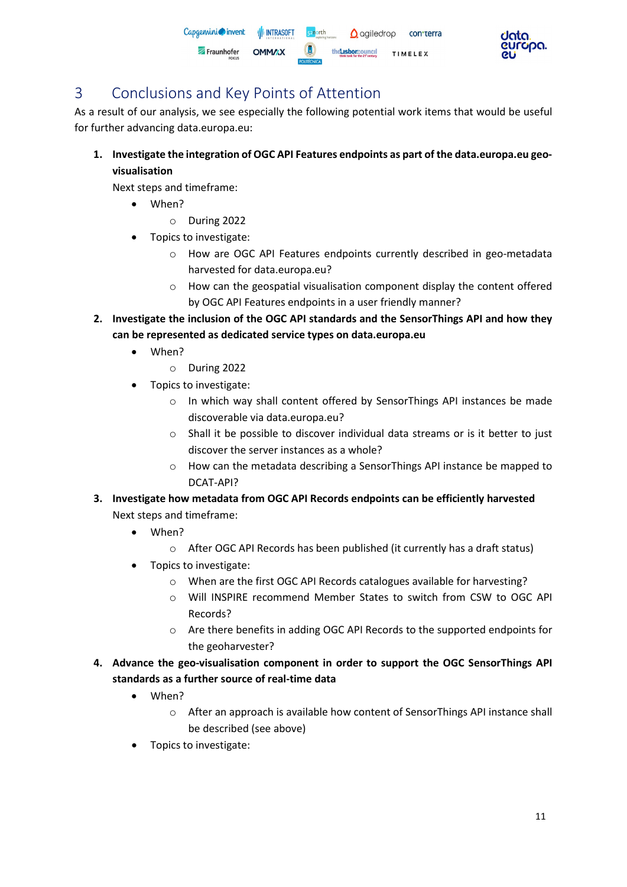# 3 Conclusions and Key Points of Attention

As a result of our analysis, we see especially the following potential work items that would be useful for further advancing data.europa.eu:

1. **Investigate the integration of OGC API Features endpoints as part of the data.europa.eu geo-visualisation**

   Next steps and timeframe:
   - When?
     - During 2022
   - Topics to investigate:
     - How are OGC API Features endpoints currently described in geo-metadata harvested for data.europa.eu?
     - How can the geospatial visualisation component display the content offered by OGC API Features endpoints in a user friendly manner?

2. **Investigate the inclusion of the OGC API standards and the SensorThings API and how they can be represented as dedicated service types on data.europa.eu**
   - When?
     - During 2022
   - Topics to investigate:
     - In which way shall content offered by SensorThings API instances be made discoverable via data.europa.eu?
     - Shall it be possible to discover individual data streams or is it better to just discover the server instances as a whole?
     - How can the metadata describing a SensorThings API instance be mapped to DCAT-API?

3. **Investigate how metadata from OGC API Records endpoints can be efficiently harvested**

   Next steps and timeframe:
   - When?
     - After OGC API Records has been published (it currently has a draft status)
   - Topics to investigate:
     - When are the first OGC API Records catalogues available for harvesting?
     - Will INSPIRE recommend Member States to switch from CSW to OGC API Records?
     - Are there benefits in adding OGC API Records to the supported endpoints for the geoharvester?

4. **Advance the geo-visualisation component in order to support the OGC SensorThings API standards as a further source of real-time data**
   - When?
     - After an approach is available how content of SensorThings API instance shall be described (see above)
   - Topics to investigate: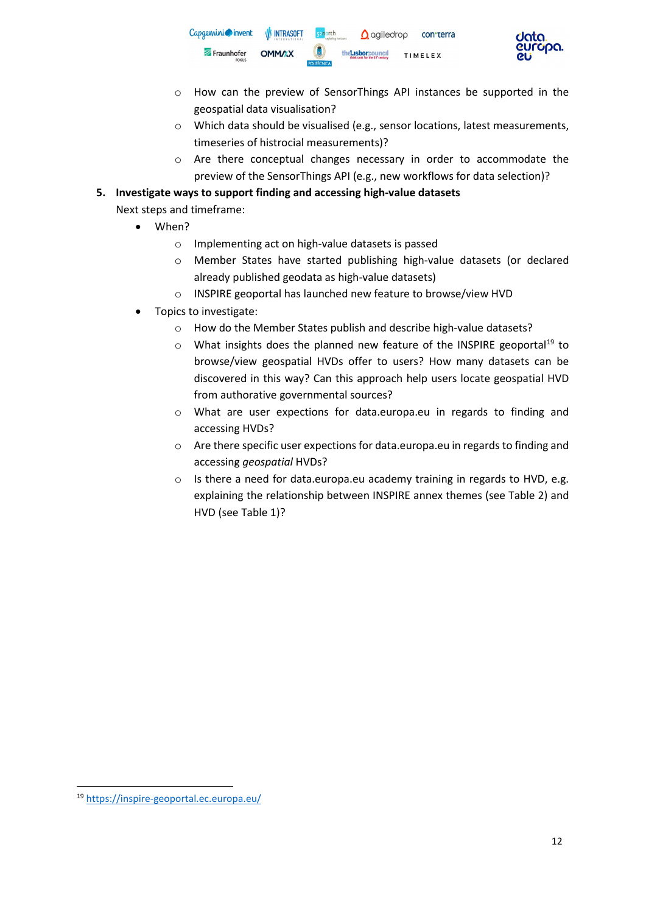- How can the preview of SensorThings API instances be supported in the geospatial data visualisation?
- Which data should be visualised (e.g., sensor locations, latest measurements, timeseries of histrocial measurements)?
- Are there conceptual changes necessary in order to accommodate the preview of the SensorThings API (e.g., new workflows for data selection)?

5. **Investigate ways to support finding and accessing high-value datasets**

   Next steps and timeframe:

   - When?
     - Implementing act on high-value datasets is passed
     - Member States have started publishing high-value datasets (or declared already published geodata as high-value datasets)
     - INSPIRE geoportal has launched new feature to browse/view HVD
   - Topics to investigate:
     - How do the Member States publish and describe high-value datasets?
     - What insights does the planned new feature of the INSPIRE geoportal[19] to browse/view geospatial HVDs offer to users? How many datasets can be discovered in this way? Can this approach help users locate geospatial HVD from authorative governmental sources?
     - What are user expections for data.europa.eu in regards to finding and accessing HVDs?
     - Are there specific user expections for data.europa.eu in regards to finding and accessing *geospatial* HVDs?
     - Is there a need for data.europa.eu academy training in regards to HVD, e.g. explaining the relationship between INSPIRE annex themes (see Table 2) and HVD (see Table 1)?

[19] https://inspire-geoportal.ec.europa.eu/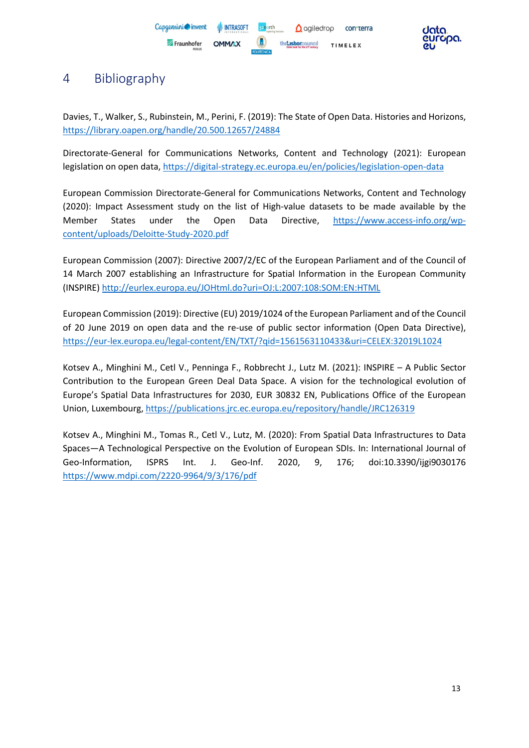# 4 Bibliography

Davies, T., Walker, S., Rubinstein, M., Perini, F. (2019): The State of Open Data. Histories and Horizons, https://library.oapen.org/handle/20.500.12657/24884

Directorate-General for Communications Networks, Content and Technology (2021): European legislation on open data, https://digital-strategy.ec.europa.eu/en/policies/legislation-open-data

European Commission Directorate-General for Communications Networks, Content and Technology (2020): Impact Assessment study on the list of High-value datasets to be made available by the Member States under the Open Data Directive, https://www.access-info.org/wp-content/uploads/Deloitte-Study-2020.pdf

European Commission (2007): Directive 2007/2/EC of the European Parliament and of the Council of 14 March 2007 establishing an Infrastructure for Spatial Information in the European Community (INSPIRE) http://eurlex.europa.eu/JOHtml.do?uri=OJ:L:2007:108:SOM:EN:HTML

European Commission (2019): Directive (EU) 2019/1024 of the European Parliament and of the Council of 20 June 2019 on open data and the re-use of public sector information (Open Data Directive), https://eur-lex.europa.eu/legal-content/EN/TXT/?qid=1561563110433&uri=CELEX:32019L1024

Kotsev A., Minghini M., Cetl V., Penninga F., Robbrecht J., Lutz M. (2021): INSPIRE – A Public Sector Contribution to the European Green Deal Data Space. A vision for the technological evolution of Europe's Spatial Data Infrastructures for 2030, EUR 30832 EN, Publications Office of the European Union, Luxembourg, https://publications.jrc.ec.europa.eu/repository/handle/JRC126319

Kotsev A., Minghini M., Tomas R., Cetl V., Lutz, M. (2020): From Spatial Data Infrastructures to Data Spaces—A Technological Perspective on the Evolution of European SDIs. In: International Journal of Geo-Information, ISPRS Int. J. Geo-Inf. 2020, 9, 176; doi:10.3390/ijgi9030176 https://www.mdpi.com/2220-9964/9/3/176/pdf